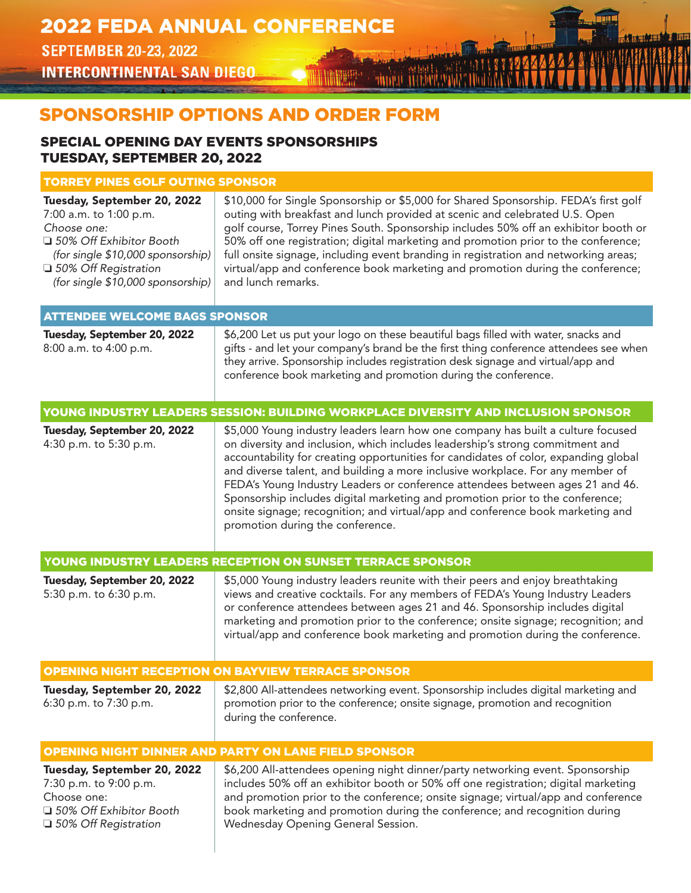# 2022 FEDA ANNUAL CONFERENCE

**SEPTEMBER 20-23, 2022**
**INTERCONTINENTAL SAN DIEGO**

## SPONSORSHIP OPTIONS AND ORDER FORM

### SPECIAL OPENING DAY EVENTS SPONSORSHIPS
### TUESDAY, SEPTEMBER 20, 2022

#### TORREY PINES GOLF OUTING SPONSOR

**Tuesday, September 20, 2022**
7:00 a.m. to 1:00 p.m.
*Choose one:*
- ❑ *50% Off Exhibitor Booth (for single $10,000 sponsorship)*
- ❑ *50% Off Registration (for single $10,000 sponsorship)*

$10,000 for Single Sponsorship or $5,000 for Shared Sponsorship. FEDA's first golf outing with breakfast and lunch provided at scenic and celebrated U.S. Open golf course, Torrey Pines South. Sponsorship includes 50% off an exhibitor booth or 50% off one registration; digital marketing and promotion prior to the conference; full onsite signage, including event branding in registration and networking areas; virtual/app and conference book marketing and promotion during the conference; and lunch remarks.

#### ATTENDEE WELCOME BAGS SPONSOR

**Tuesday, September 20, 2022**
8:00 a.m. to 4:00 p.m.

$6,200 Let us put your logo on these beautiful bags filled with water, snacks and gifts - and let your company's brand be the first thing conference attendees see when they arrive. Sponsorship includes registration desk signage and virtual/app and conference book marketing and promotion during the conference.

#### YOUNG INDUSTRY LEADERS SESSION: BUILDING WORKPLACE DIVERSITY AND INCLUSION SPONSOR

**Tuesday, September 20, 2022**
4:30 p.m. to 5:30 p.m.

$5,000 Young industry leaders learn how one company has built a culture focused on diversity and inclusion, which includes leadership's strong commitment and accountability for creating opportunities for candidates of color, expanding global and diverse talent, and building a more inclusive workplace. For any member of FEDA's Young Industry Leaders or conference attendees between ages 21 and 46. Sponsorship includes digital marketing and promotion prior to the conference; onsite signage; recognition; and virtual/app and conference book marketing and promotion during the conference.

#### YOUNG INDUSTRY LEADERS RECEPTION ON SUNSET TERRACE SPONSOR

**Tuesday, September 20, 2022**
5:30 p.m. to 6:30 p.m.

$5,000 Young industry leaders reunite with their peers and enjoy breathtaking views and creative cocktails. For any members of FEDA's Young Industry Leaders or conference attendees between ages 21 and 46. Sponsorship includes digital marketing and promotion prior to the conference; onsite signage; recognition; and virtual/app and conference book marketing and promotion during the conference.

#### OPENING NIGHT RECEPTION ON BAYVIEW TERRACE SPONSOR

**Tuesday, September 20, 2022**
6:30 p.m. to 7:30 p.m.

$2,800 All-attendees networking event. Sponsorship includes digital marketing and promotion prior to the conference; onsite signage, promotion and recognition during the conference.

#### OPENING NIGHT DINNER AND PARTY ON LANE FIELD SPONSOR

**Tuesday, September 20, 2022**
7:30 p.m. to 9:00 p.m.
Choose one:
- ❑ *50% Off Exhibitor Booth*
- ❑ *50% Off Registration*

$6,200 All-attendees opening night dinner/party networking event. Sponsorship includes 50% off an exhibitor booth or 50% off one registration; digital marketing and promotion prior to the conference; onsite signage; virtual/app and conference book marketing and promotion during the conference; and recognition during Wednesday Opening General Session.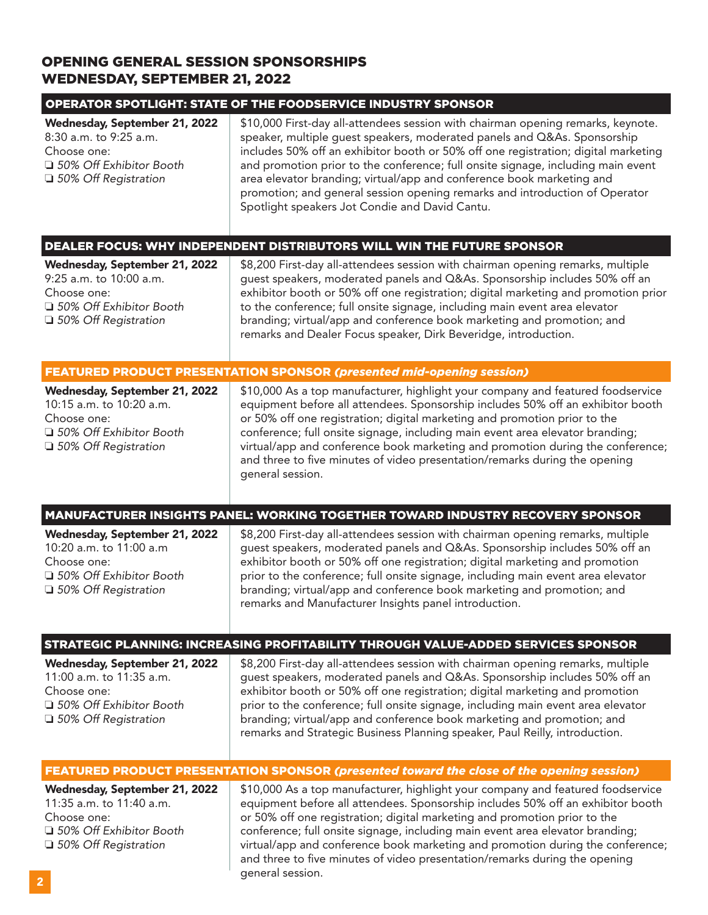## OPENING GENERAL SESSION SPONSORSHIPS
## WEDNESDAY, SEPTEMBER 21, 2022

### OPERATOR SPOTLIGHT: STATE OF THE FOODSERVICE INDUSTRY SPONSOR

**Wednesday, September 21, 2022**
8:30 a.m. to 9:25 a.m.
Choose one:
❏ *50% Off Exhibitor Booth*
❏ *50% Off Registration*

$10,000 First-day all-attendees session with chairman opening remarks, keynote. speaker, multiple guest speakers, moderated panels and Q&As. Sponsorship includes 50% off an exhibitor booth or 50% off one registration; digital marketing and promotion prior to the conference; full onsite signage, including main event area elevator branding; virtual/app and conference book marketing and promotion; and general session opening remarks and introduction of Operator Spotlight speakers Jot Condie and David Cantu.

### DEALER FOCUS: WHY INDEPENDENT DISTRIBUTORS WILL WIN THE FUTURE SPONSOR

**Wednesday, September 21, 2022**
9:25 a.m. to 10:00 a.m.
Choose one:
❏ *50% Off Exhibitor Booth*
❏ *50% Off Registration*

$8,200 First-day all-attendees session with chairman opening remarks, multiple guest speakers, moderated panels and Q&As. Sponsorship includes 50% off an exhibitor booth or 50% off one registration; digital marketing and promotion prior to the conference; full onsite signage, including main event area elevator branding; virtual/app and conference book marketing and promotion; and remarks and Dealer Focus speaker, Dirk Beveridge, introduction.

### FEATURED PRODUCT PRESENTATION SPONSOR *(presented mid-opening session)*

**Wednesday, September 21, 2022**
10:15 a.m. to 10:20 a.m.
Choose one:
❏ *50% Off Exhibitor Booth*
❏ *50% Off Registration*

$10,000 As a top manufacturer, highlight your company and featured foodservice equipment before all attendees. Sponsorship includes 50% off an exhibitor booth or 50% off one registration; digital marketing and promotion prior to the conference; full onsite signage, including main event area elevator branding; virtual/app and conference book marketing and promotion during the conference; and three to five minutes of video presentation/remarks during the opening general session.

### MANUFACTURER INSIGHTS PANEL: WORKING TOGETHER TOWARD INDUSTRY RECOVERY SPONSOR

**Wednesday, September 21, 2022**
10:20 a.m. to 11:00 a.m
Choose one:
❏ *50% Off Exhibitor Booth*
❏ *50% Off Registration*

$8,200 First-day all-attendees session with chairman opening remarks, multiple guest speakers, moderated panels and Q&As. Sponsorship includes 50% off an exhibitor booth or 50% off one registration; digital marketing and promotion prior to the conference; full onsite signage, including main event area elevator branding; virtual/app and conference book marketing and promotion; and remarks and Manufacturer Insights panel introduction.

### STRATEGIC PLANNING: INCREASING PROFITABILITY THROUGH VALUE-ADDED SERVICES SPONSOR

**Wednesday, September 21, 2022**
11:00 a.m. to 11:35 a.m.
Choose one:
❏ *50% Off Exhibitor Booth*
❏ *50% Off Registration*

$8,200 First-day all-attendees session with chairman opening remarks, multiple guest speakers, moderated panels and Q&As. Sponsorship includes 50% off an exhibitor booth or 50% off one registration; digital marketing and promotion prior to the conference; full onsite signage, including main event area elevator branding; virtual/app and conference book marketing and promotion; and remarks and Strategic Business Planning speaker, Paul Reilly, introduction.

### FEATURED PRODUCT PRESENTATION SPONSOR *(presented toward the close of the opening session)*

**Wednesday, September 21, 2022**
11:35 a.m. to 11:40 a.m.
Choose one:
❏ *50% Off Exhibitor Booth*
❏ *50% Off Registration*

$10,000 As a top manufacturer, highlight your company and featured foodservice equipment before all attendees. Sponsorship includes 50% off an exhibitor booth or 50% off one registration; digital marketing and promotion prior to the conference; full onsite signage, including main event area elevator branding; virtual/app and conference book marketing and promotion during the conference; and three to five minutes of video presentation/remarks during the opening general session.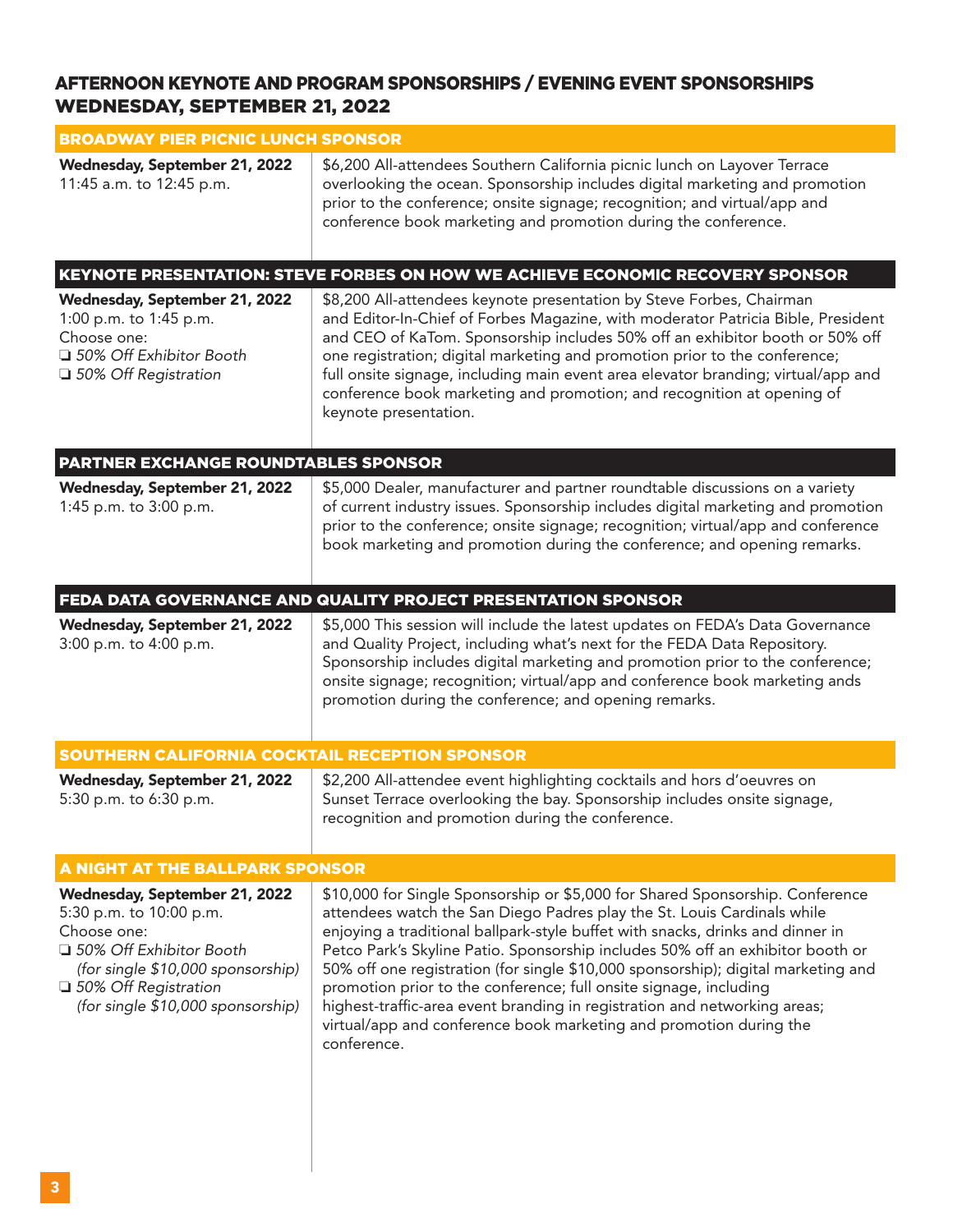# AFTERNOON KEYNOTE AND PROGRAM SPONSORSHIPS / EVENING EVENT SPONSORSHIPS WEDNESDAY, SEPTEMBER 21, 2022

## BROADWAY PIER PICNIC LUNCH SPONSOR

**Wednesday, September 21, 2022**
11:45 a.m. to 12:45 p.m.

$6,200 All-attendees Southern California picnic lunch on Layover Terrace overlooking the ocean. Sponsorship includes digital marketing and promotion prior to the conference; onsite signage; recognition; and virtual/app and conference book marketing and promotion during the conference.

## KEYNOTE PRESENTATION: STEVE FORBES ON HOW WE ACHIEVE ECONOMIC RECOVERY SPONSOR

**Wednesday, September 21, 2022**
1:00 p.m. to 1:45 p.m.
Choose one:
- ❏ *50% Off Exhibitor Booth*
- ❏ *50% Off Registration*

$8,200 All-attendees keynote presentation by Steve Forbes, Chairman and Editor-In-Chief of Forbes Magazine, with moderator Patricia Bible, President and CEO of KaTom. Sponsorship includes 50% off an exhibitor booth or 50% off one registration; digital marketing and promotion prior to the conference; full onsite signage, including main event area elevator branding; virtual/app and conference book marketing and promotion; and recognition at opening of keynote presentation.

## PARTNER EXCHANGE ROUNDTABLES SPONSOR

**Wednesday, September 21, 2022**
1:45 p.m. to 3:00 p.m.

$5,000 Dealer, manufacturer and partner roundtable discussions on a variety of current industry issues. Sponsorship includes digital marketing and promotion prior to the conference; onsite signage; recognition; virtual/app and conference book marketing and promotion during the conference; and opening remarks.

## FEDA DATA GOVERNANCE AND QUALITY PROJECT PRESENTATION SPONSOR

**Wednesday, September 21, 2022**
3:00 p.m. to 4:00 p.m.

$5,000 This session will include the latest updates on FEDA's Data Governance and Quality Project, including what's next for the FEDA Data Repository. Sponsorship includes digital marketing and promotion prior to the conference; onsite signage; recognition; virtual/app and conference book marketing ands promotion during the conference; and opening remarks.

## SOUTHERN CALIFORNIA COCKTAIL RECEPTION SPONSOR

**Wednesday, September 21, 2022**
5:30 p.m. to 6:30 p.m.

$2,200 All-attendee event highlighting cocktails and hors d'oeuvres on Sunset Terrace overlooking the bay. Sponsorship includes onsite signage, recognition and promotion during the conference.

## A NIGHT AT THE BALLPARK SPONSOR

**Wednesday, September 21, 2022**
5:30 p.m. to 10:00 p.m.
Choose one:
- ❏ *50% Off Exhibitor Booth (for single $10,000 sponsorship)*
- ❏ *50% Off Registration (for single $10,000 sponsorship)*

$10,000 for Single Sponsorship or $5,000 for Shared Sponsorship. Conference attendees watch the San Diego Padres play the St. Louis Cardinals while enjoying a traditional ballpark-style buffet with snacks, drinks and dinner in Petco Park's Skyline Patio. Sponsorship includes 50% off an exhibitor booth or 50% off one registration (for single $10,000 sponsorship); digital marketing and promotion prior to the conference; full onsite signage, including highest-traffic-area event branding in registration and networking areas; virtual/app and conference book marketing and promotion during the conference.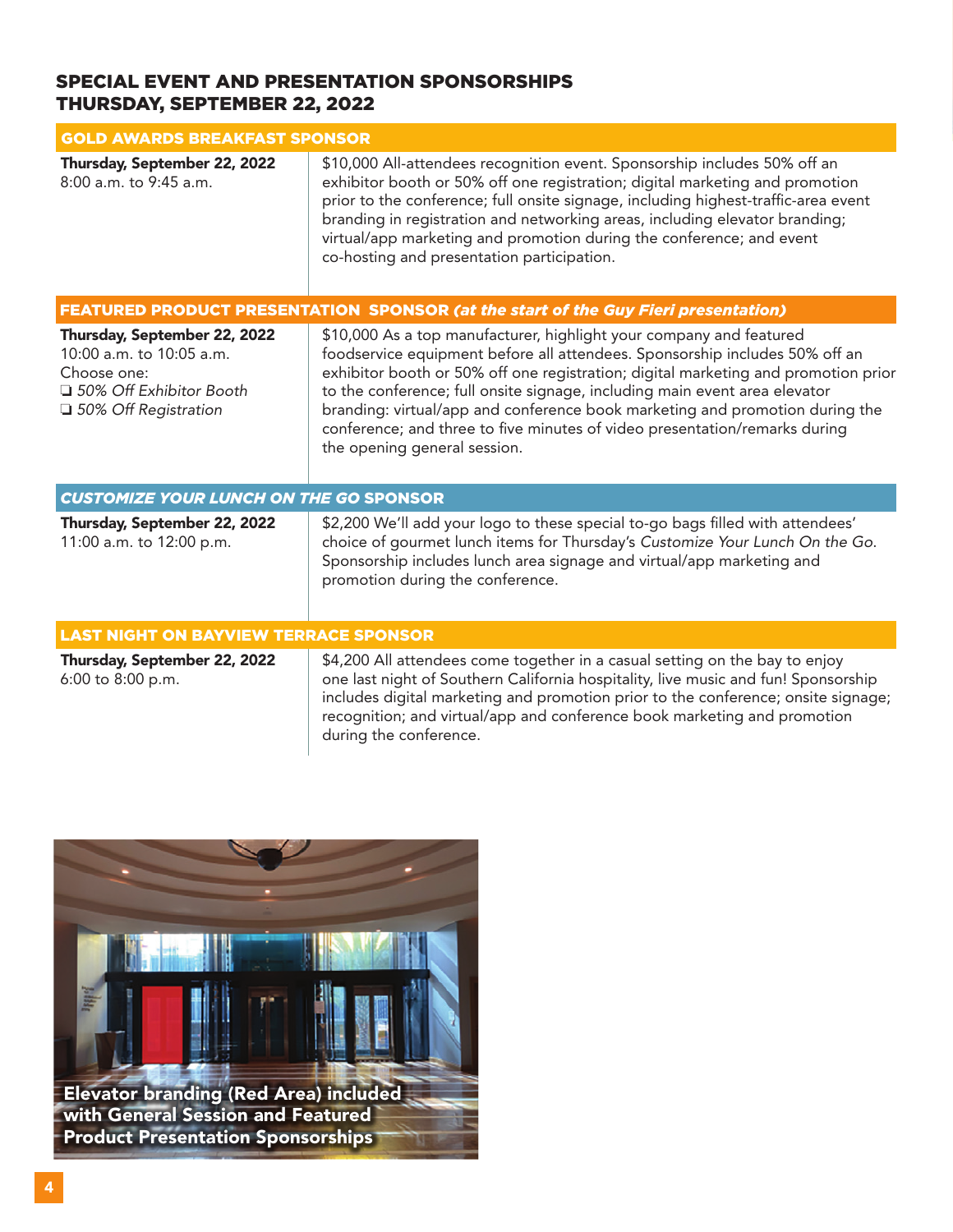## SPECIAL EVENT AND PRESENTATION SPONSORSHIPS
## THURSDAY, SEPTEMBER 22, 2022

### GOLD AWARDS BREAKFAST SPONSOR

**Thursday, September 22, 2022**
8:00 a.m. to 9:45 a.m.

$10,000 All-attendees recognition event. Sponsorship includes 50% off an exhibitor booth or 50% off one registration; digital marketing and promotion prior to the conference; full onsite signage, including highest-traffic-area event branding in registration and networking areas, including elevator branding; virtual/app marketing and promotion during the conference; and event co-hosting and presentation participation.

### FEATURED PRODUCT PRESENTATION SPONSOR *(at the start of the Guy Fieri presentation)*

**Thursday, September 22, 2022**
10:00 a.m. to 10:05 a.m.
Choose one:
- ❑ *50% Off Exhibitor Booth*
- ❑ *50% Off Registration*

$10,000 As a top manufacturer, highlight your company and featured foodservice equipment before all attendees. Sponsorship includes 50% off an exhibitor booth or 50% off one registration; digital marketing and promotion prior to the conference; full onsite signage, including main event area elevator branding: virtual/app and conference book marketing and promotion during the conference; and three to five minutes of video presentation/remarks during the opening general session.

### *CUSTOMIZE YOUR LUNCH ON THE GO* SPONSOR

**Thursday, September 22, 2022**
11:00 a.m. to 12:00 p.m.

$2,200 We'll add your logo to these special to-go bags filled with attendees' choice of gourmet lunch items for Thursday's *Customize Your Lunch On the Go*. Sponsorship includes lunch area signage and virtual/app marketing and promotion during the conference.

### LAST NIGHT ON BAYVIEW TERRACE SPONSOR

**Thursday, September 22, 2022**
6:00 to 8:00 p.m.

$4,200 All attendees come together in a casual setting on the bay to enjoy one last night of Southern California hospitality, live music and fun! Sponsorship includes digital marketing and promotion prior to the conference; onsite signage; recognition; and virtual/app and conference book marketing and promotion during the conference.

**Elevator branding (Red Area) included with General Session and Featured Product Presentation Sponsorships**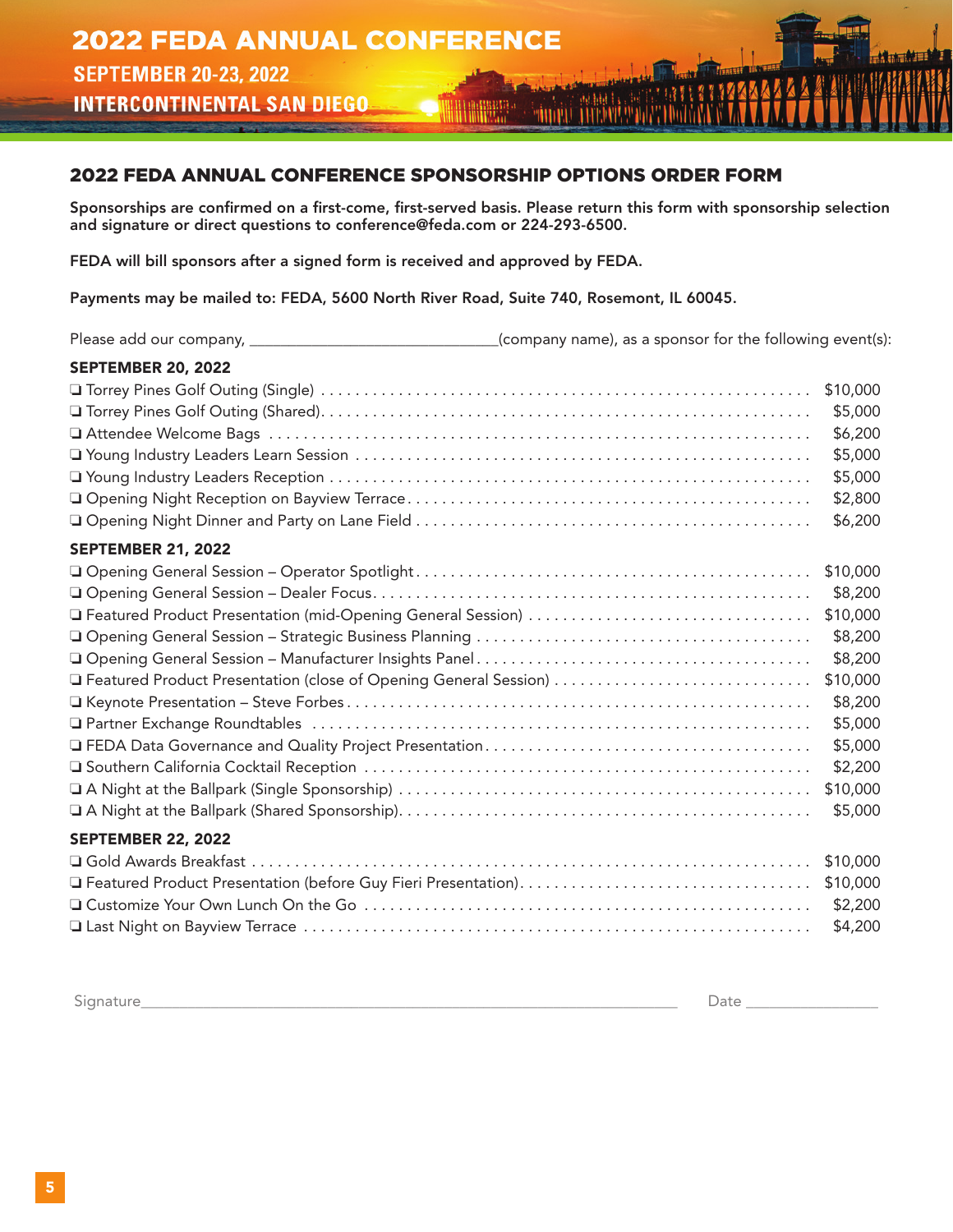# 2022 FEDA ANNUAL CONFERENCE

**SEPTEMBER 20-23, 2022**

**INTERCONTINENTAL SAN DIEGO**

## 2022 FEDA ANNUAL CONFERENCE SPONSORSHIP OPTIONS ORDER FORM

**Sponsorships are confirmed on a first-come, first-served basis. Please return this form with sponsorship selection and signature or direct questions to conference@feda.com or 224-293-6500.**

**FEDA will bill sponsors after a signed form is received and approved by FEDA.**

**Payments may be mailed to: FEDA, 5600 North River Road, Suite 740, Rosemont, IL 60045.**

Please add our company, ______________________________(company name), as a sponsor for the following event(s):

### SEPTEMBER 20, 2022

- ❑ Torrey Pines Golf Outing (Single) . . . . . $10,000
- ❑ Torrey Pines Golf Outing (Shared) . . . . . $5,000
- ❑ Attendee Welcome Bags . . . . . $6,200
- ❑ Young Industry Leaders Learn Session . . . . . $5,000
- ❑ Young Industry Leaders Reception . . . . . $5,000
- ❑ Opening Night Reception on Bayview Terrace . . . . . $2,800
- ❑ Opening Night Dinner and Party on Lane Field . . . . . $6,200

### SEPTEMBER 21, 2022

- ❑ Opening General Session – Operator Spotlight . . . . . $10,000
- ❑ Opening General Session – Dealer Focus . . . . . $8,200
- ❑ Featured Product Presentation (mid-Opening General Session) . . . . . $10,000
- ❑ Opening General Session – Strategic Business Planning . . . . . $8,200
- ❑ Opening General Session – Manufacturer Insights Panel . . . . . $8,200
- ❑ Featured Product Presentation (close of Opening General Session) . . . . . $10,000
- ❑ Keynote Presentation – Steve Forbes . . . . . $8,200
- ❑ Partner Exchange Roundtables . . . . . $5,000
- ❑ FEDA Data Governance and Quality Project Presentation . . . . . $5,000
- ❑ Southern California Cocktail Reception . . . . . $2,200
- ❑ A Night at the Ballpark (Single Sponsorship) . . . . . $10,000
- ❑ A Night at the Ballpark (Shared Sponsorship) . . . . . $5,000

### SEPTEMBER 22, 2022

- ❑ Gold Awards Breakfast . . . . . $10,000
- ❑ Featured Product Presentation (before Guy Fieri Presentation) . . . . . $10,000
- ❑ Customize Your Own Lunch On the Go . . . . . $2,200
- ❑ Last Night on Bayview Terrace . . . . . $4,200

Signature________________________________________ Date ________________